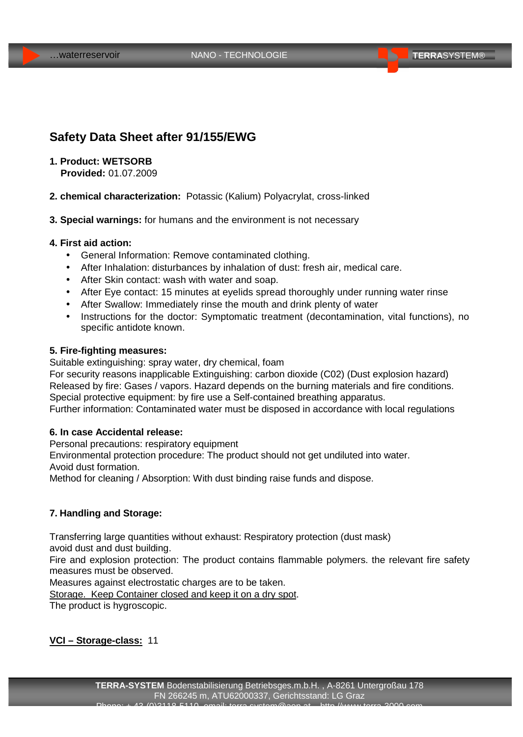# Safety Data Sheet after 91/155/EWG

**1. Product: WETSORB**
**Provided:** 01.07.2009

**2. chemical characterization:** Potassic (Kalium) Polyacrylat, cross-linked

**3. Special warnings:** for humans and the environment is not necessary

**4. First aid action:**

- General Information: Remove contaminated clothing.
- After Inhalation: disturbances by inhalation of dust: fresh air, medical care.
- After Skin contact: wash with water and soap.
- After Eye contact: 15 minutes at eyelids spread thoroughly under running water rinse
- After Swallow: Immediately rinse the mouth and drink plenty of water
- Instructions for the doctor: Symptomatic treatment (decontamination, vital functions), no specific antidote known.

**5. Fire-fighting measures:**

Suitable extinguishing: spray water, dry chemical, foam
For security reasons inapplicable Extinguishing: carbon dioxide (C02) (Dust explosion hazard)
Released by fire: Gases / vapors. Hazard depends on the burning materials and fire conditions.
Special protective equipment: by fire use a Self-contained breathing apparatus.
Further information: Contaminated water must be disposed in accordance with local regulations

**6. In case Accidental release:**

Personal precautions: respiratory equipment
Environmental protection procedure: The product should not get undiluted into water.
Avoid dust formation.
Method for cleaning / Absorption: With dust binding raise funds and dispose.

**7. Handling and Storage:**

Transferring large quantities without exhaust: Respiratory protection (dust mask)
avoid dust and dust building.
Fire and explosion protection: The product contains flammable polymers. the relevant fire safety measures must be observed.
Measures against electrostatic charges are to be taken.
Storage. Keep Container closed and keep it on a dry spot.
The product is hygroscopic.

**VCI – Storage-class:** 11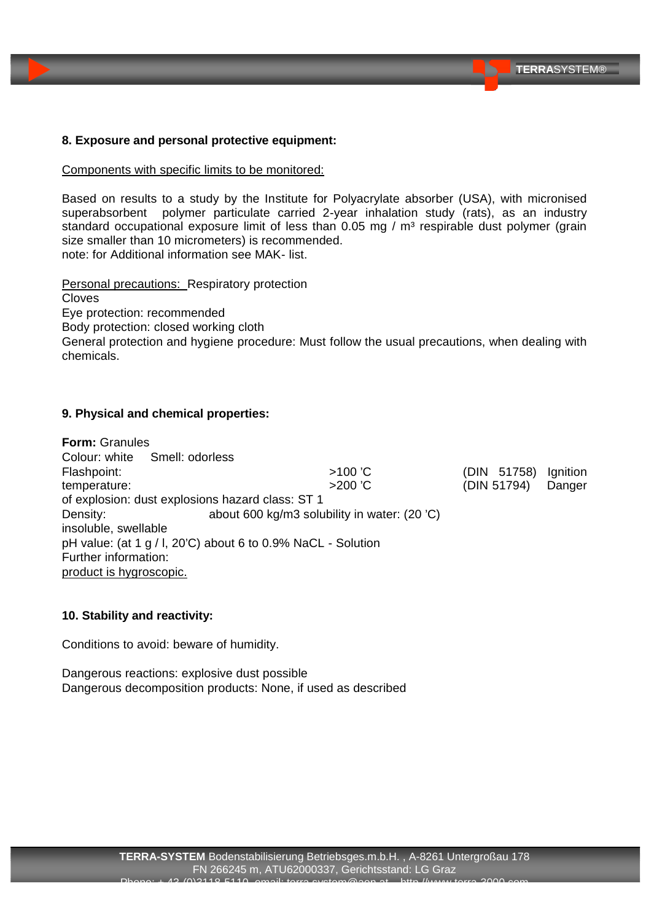### 8. Exposure and personal protective equipment:

Components with specific limits to be monitored:

Based on results to a study by the Institute for Polyacrylate absorber (USA), with micronised superabsorbent polymer particulate carried 2-year inhalation study (rats), as an industry standard occupational exposure limit of less than 0.05 mg / m³ respirable dust polymer (grain size smaller than 10 micrometers) is recommended.
note: for Additional information see MAK- list.

Personal precautions: Respiratory protection
Cloves
Eye protection: recommended
Body protection: closed working cloth
General protection and hygiene procedure: Must follow the usual precautions, when dealing with chemicals.

### 9. Physical and chemical properties:

**Form:** Granules
Colour: white Smell: odorless
Flashpoint: >100 'C (DIN 51758) Ignition temperature: >200 'C (DIN 51794) Danger of explosion: dust explosions hazard class: ST 1
Density: about 600 kg/m3 solubility in water: (20 'C) insoluble, swellable
pH value: (at 1 g / l, 20'C) about 6 to 0.9% NaCL - Solution
Further information:
product is hygroscopic.

### 10. Stability and reactivity:

Conditions to avoid: beware of humidity.

Dangerous reactions: explosive dust possible
Dangerous decomposition products: None, if used as described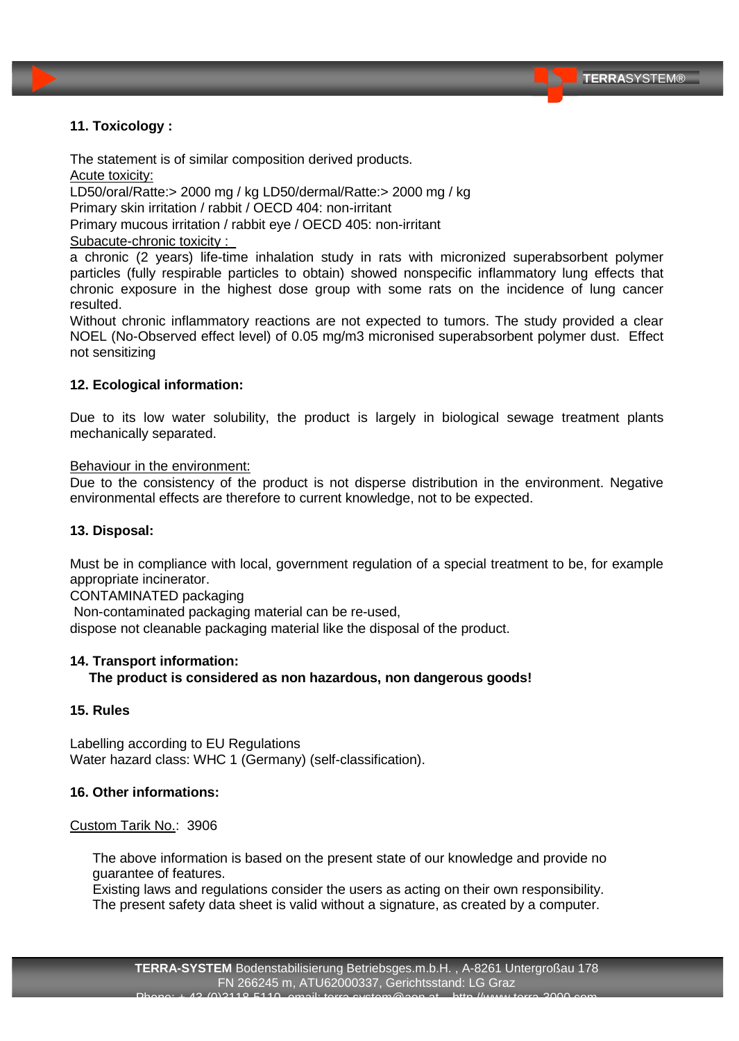## 11. Toxicology :

The statement is of similar composition derived products.

Acute toxicity:

LD50/oral/Ratte:> 2000 mg / kg LD50/dermal/Ratte:> 2000 mg / kg

Primary skin irritation / rabbit / OECD 404: non-irritant

Primary mucous irritation / rabbit eye / OECD 405: non-irritant

Subacute-chronic toxicity :

a chronic (2 years) life-time inhalation study in rats with micronized superabsorbent polymer particles (fully respirable particles to obtain) showed nonspecific inflammatory lung effects that chronic exposure in the highest dose group with some rats on the incidence of lung cancer resulted.

Without chronic inflammatory reactions are not expected to tumors. The study provided a clear NOEL (No-Observed effect level) of 0.05 mg/m3 micronised superabsorbent polymer dust. Effect not sensitizing

## 12. Ecological information:

Due to its low water solubility, the product is largely in biological sewage treatment plants mechanically separated.

Behaviour in the environment:

Due to the consistency of the product is not disperse distribution in the environment. Negative environmental effects are therefore to current knowledge, not to be expected.

## 13. Disposal:

Must be in compliance with local, government regulation of a special treatment to be, for example appropriate incinerator.

CONTAMINATED packaging

Non-contaminated packaging material can be re-used,

dispose not cleanable packaging material like the disposal of the product.

## 14. Transport information:

**The product is considered as non hazardous, non dangerous goods!**

## 15. Rules

Labelling according to EU Regulations

Water hazard class: WHC 1 (Germany) (self-classification).

## 16. Other informations:

Custom Tarik No.: 3906

The above information is based on the present state of our knowledge and provide no guarantee of features.

Existing laws and regulations consider the users as acting on their own responsibility.

The present safety data sheet is valid without a signature, as created by a computer.